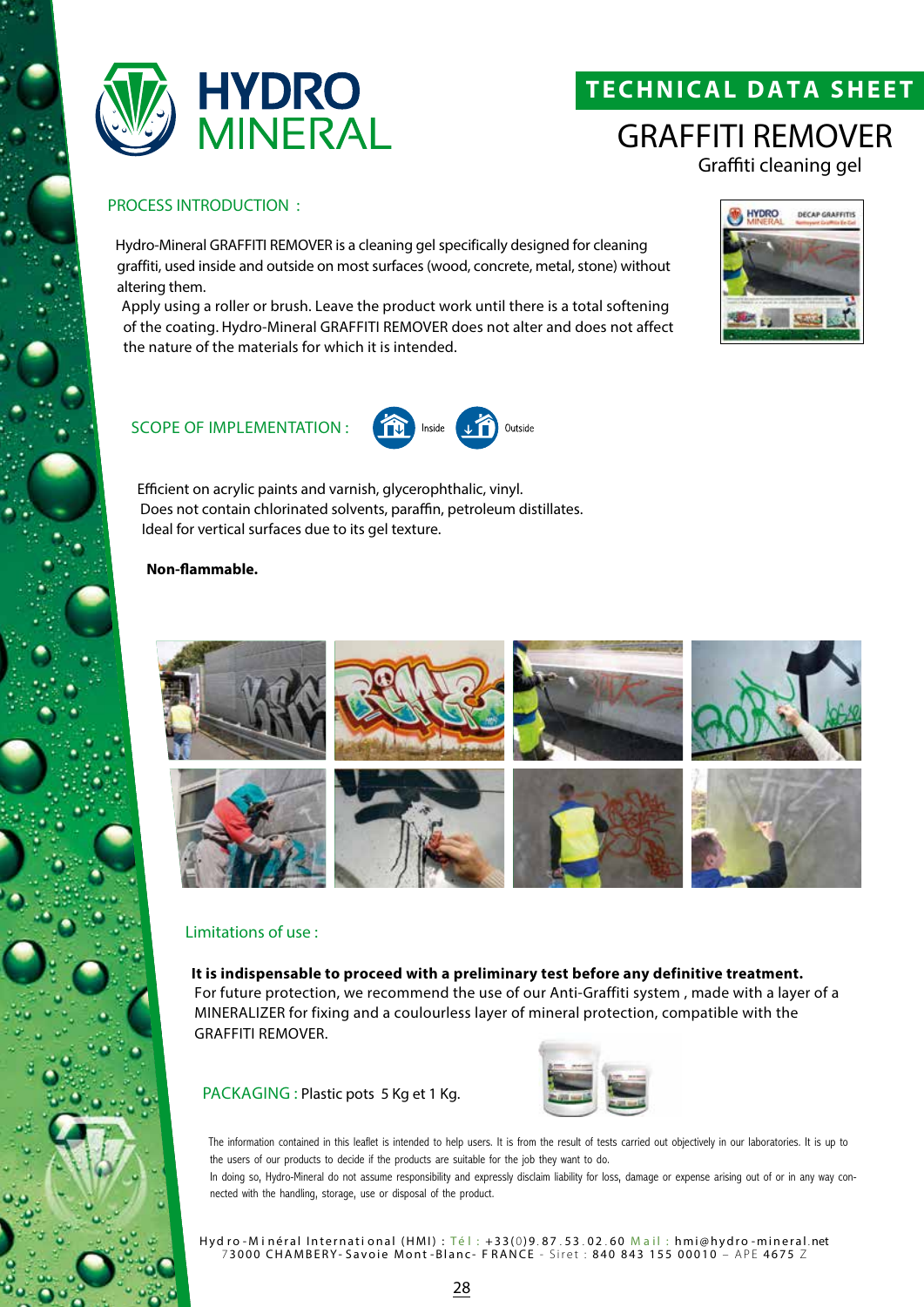# HYDRO MINERAL

## TECHNICAL DATA SHEET

# GRAFFITI REMOVER

Graffiti cleaning gel

## PROCESS INTRODUCTION :

Hydro-Mineral GRAFFITI REMOVER is a cleaning gel specifically designed for cleaning graffiti, used inside and outside on most surfaces (wood, concrete, metal, stone) without altering them.
Apply using a roller or brush. Leave the product work until there is a total softening of the coating. Hydro-Mineral GRAFFITI REMOVER does not alter and does not affect the nature of the materials for which it is intended.

## SCOPE OF IMPLEMENTATION :

Inside Outside

Efficient on acrylic paints and varnish, glycerophthalic, vinyl.
Does not contain chlorinated solvents, paraffin, petroleum distillates.
Ideal for vertical surfaces due to its gel texture.

**Non-flammable.**

## Limitations of use :

**It is indispensable to proceed with a preliminary test before any definitive treatment.**
For future protection, we recommend the use of our Anti-Graffiti system , made with a layer of a MINERALIZER for fixing and a coulourless layer of mineral protection, compatible with the GRAFFITI REMOVER.

**PACKAGING :** Plastic pots 5 Kg et 1 Kg.

The information contained in this leaflet is intended to help users. It is from the result of tests carried out objectively in our laboratories. It is up to the users of our products to decide if the products are suitable for the job they want to do.
In doing so, Hydro-Mineral do not assume responsibility and expressly disclaim liability for loss, damage or expense arising out of or in any way connected with the handling, storage, use or disposal of the product.

Hydro-Minéral International (HMI) : Tél : +33(0)9.87.53.02.60 Mail : hmi@hydro-mineral.net
73000 CHAMBERY-Savoie Mont-Blanc- FRANCE - Siret : 840 843 155 00010 – APE 4675 Z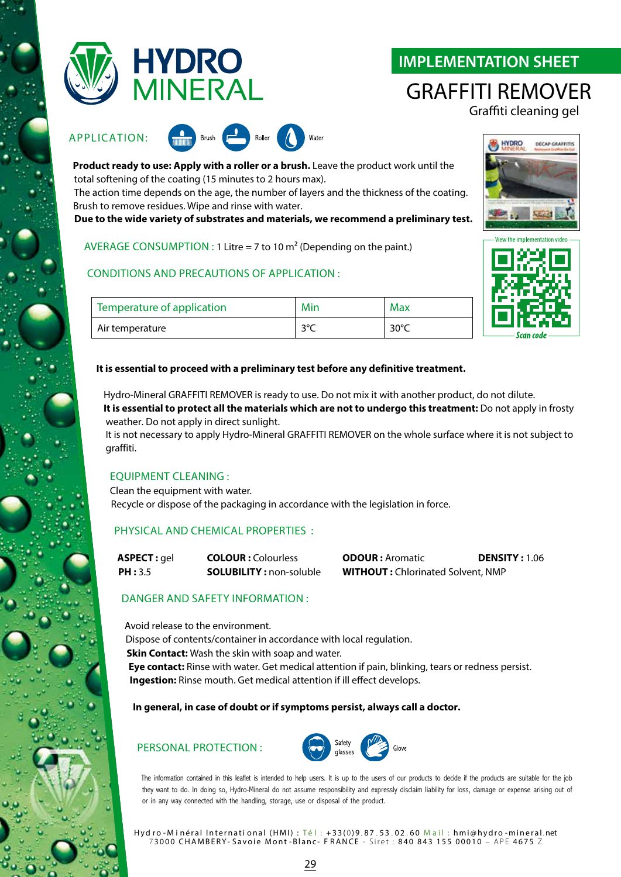# HYDRO MINERAL

## IMPLEMENTATION SHEET

# GRAFFITI REMOVER

Graffiti cleaning gel

APPLICATION: Brush Roller Water

**Product ready to use: Apply with a roller or a brush.** Leave the product work until the total softening of the coating (15 minutes to 2 hours max).
The action time depends on the age, the number of layers and the thickness of the coating.
Brush to remove residues. Wipe and rinse with water.
**Due to the wide variety of substrates and materials, we recommend a preliminary test.**

View the implementation video

Scan code

AVERAGE CONSUMPTION : 1 Litre = 7 to 10 m$^2$ (Depending on the paint.)

CONDITIONS AND PRECAUTIONS OF APPLICATION :

| Temperature of application | Min | Max |
|---|---|---|
| Air temperature | 3°C | 30°C |

**It is essential to proceed with a preliminary test before any definitive treatment.**

Hydro-Mineral GRAFFITI REMOVER is ready to use. Do not mix it with another product, do not dilute.
**It is essential to protect all the materials which are not to undergo this treatment:** Do not apply in frosty weather. Do not apply in direct sunlight.
It is not necessary to apply Hydro-Mineral GRAFFITI REMOVER on the whole surface where it is not subject to graffiti.

EQUIPMENT CLEANING :

Clean the equipment with water.
Recycle or dispose of the packaging in accordance with the legislation in force.

PHYSICAL AND CHEMICAL PROPERTIES :

**ASPECT :** gel
**COLOUR :** Colourless
**ODOUR :** Aromatic
**DENSITY :** 1.06
**PH :** 3.5
**SOLUBILITY :** non-soluble
**WITHOUT :** Chlorinated Solvent, NMP

DANGER AND SAFETY INFORMATION :

Avoid release to the environment.
Dispose of contents/container in accordance with local regulation.
**Skin Contact:** Wash the skin with soap and water.
**Eye contact:** Rinse with water. Get medical attention if pain, blinking, tears or redness persist.
**Ingestion:** Rinse mouth. Get medical attention if ill effect develops.

**In general, in case of doubt or if symptoms persist, always call a doctor.**

PERSONAL PROTECTION : Safety glasses Glove

The information contained in this leaflet is intended to help users. It is up to the users of our products to decide if the products are suitable for the job they want to do. In doing so, Hydro-Mineral do not assume responsibility and expressly disclaim liability for loss, damage or expense arising out of or in any way connected with the handling, storage, use or disposal of the product.

Hydro-Minéral International (HMI) : Tél : +33(0)9.87.53.02.60 Mail : hmi@hydro-mineral.net
73000 CHAMBERY-Savoie Mont-Blanc- FRANCE - Siret : 840 843 155 00010 – APE 4675 Z